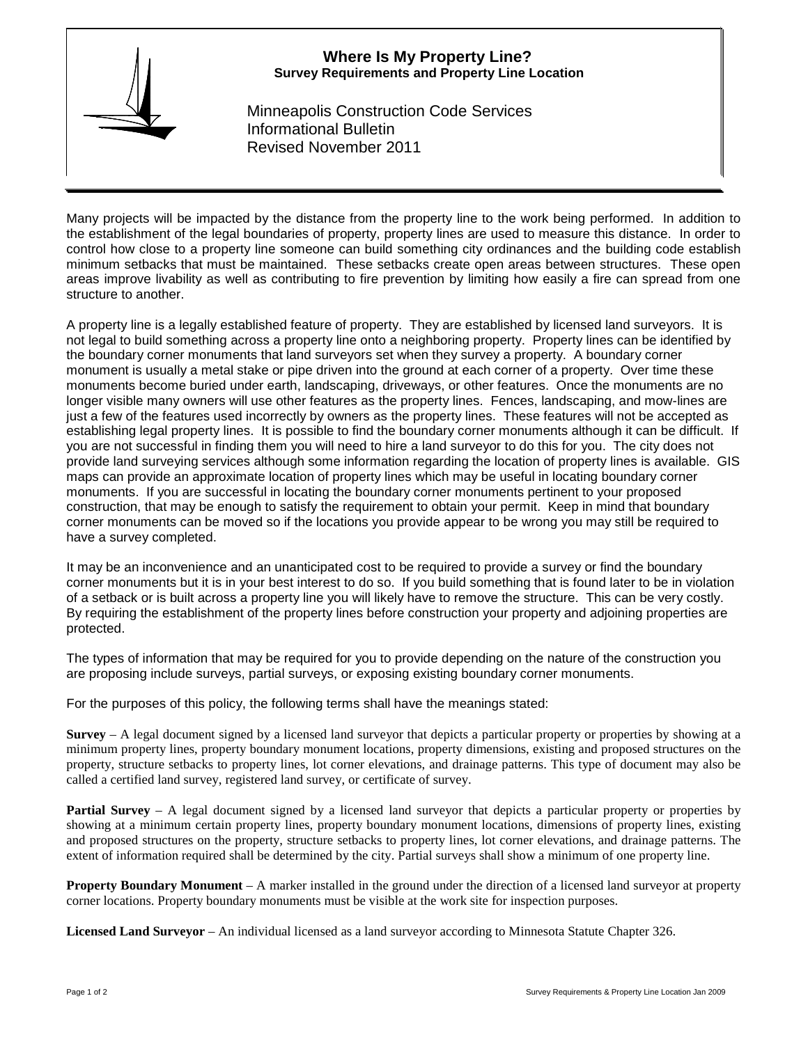# Where Is My Property Line?

## Survey Requirements and Property Line Location

Minneapolis Construction Code Services
Informational Bulletin
Revised November 2011

Many projects will be impacted by the distance from the property line to the work being performed. In addition to the establishment of the legal boundaries of property, property lines are used to measure this distance. In order to control how close to a property line someone can build something city ordinances and the building code establish minimum setbacks that must be maintained. These setbacks create open areas between structures. These open areas improve livability as well as contributing to fire prevention by limiting how easily a fire can spread from one structure to another.

A property line is a legally established feature of property. They are established by licensed land surveyors. It is not legal to build something across a property line onto a neighboring property. Property lines can be identified by the boundary corner monuments that land surveyors set when they survey a property. A boundary corner monument is usually a metal stake or pipe driven into the ground at each corner of a property. Over time these monuments become buried under earth, landscaping, driveways, or other features. Once the monuments are no longer visible many owners will use other features as the property lines. Fences, landscaping, and mow-lines are just a few of the features used incorrectly by owners as the property lines. These features will not be accepted as establishing legal property lines. It is possible to find the boundary corner monuments although it can be difficult. If you are not successful in finding them you will need to hire a land surveyor to do this for you. The city does not provide land surveying services although some information regarding the location of property lines is available. GIS maps can provide an approximate location of property lines which may be useful in locating boundary corner monuments. If you are successful in locating the boundary corner monuments pertinent to your proposed construction, that may be enough to satisfy the requirement to obtain your permit. Keep in mind that boundary corner monuments can be moved so if the locations you provide appear to be wrong you may still be required to have a survey completed.

It may be an inconvenience and an unanticipated cost to be required to provide a survey or find the boundary corner monuments but it is in your best interest to do so. If you build something that is found later to be in violation of a setback or is built across a property line you will likely have to remove the structure. This can be very costly. By requiring the establishment of the property lines before construction your property and adjoining properties are protected.

The types of information that may be required for you to provide depending on the nature of the construction you are proposing include surveys, partial surveys, or exposing existing boundary corner monuments.

For the purposes of this policy, the following terms shall have the meanings stated:

**Survey** – A legal document signed by a licensed land surveyor that depicts a particular property or properties by showing at a minimum property lines, property boundary monument locations, property dimensions, existing and proposed structures on the property, structure setbacks to property lines, lot corner elevations, and drainage patterns. This type of document may also be called a certified land survey, registered land survey, or certificate of survey.

**Partial Survey** – A legal document signed by a licensed land surveyor that depicts a particular property or properties by showing at a minimum certain property lines, property boundary monument locations, dimensions of property lines, existing and proposed structures on the property, structure setbacks to property lines, lot corner elevations, and drainage patterns. The extent of information required shall be determined by the city. Partial surveys shall show a minimum of one property line.

**Property Boundary Monument** – A marker installed in the ground under the direction of a licensed land surveyor at property corner locations. Property boundary monuments must be visible at the work site for inspection purposes.

**Licensed Land Surveyor** – An individual licensed as a land surveyor according to Minnesota Statute Chapter 326.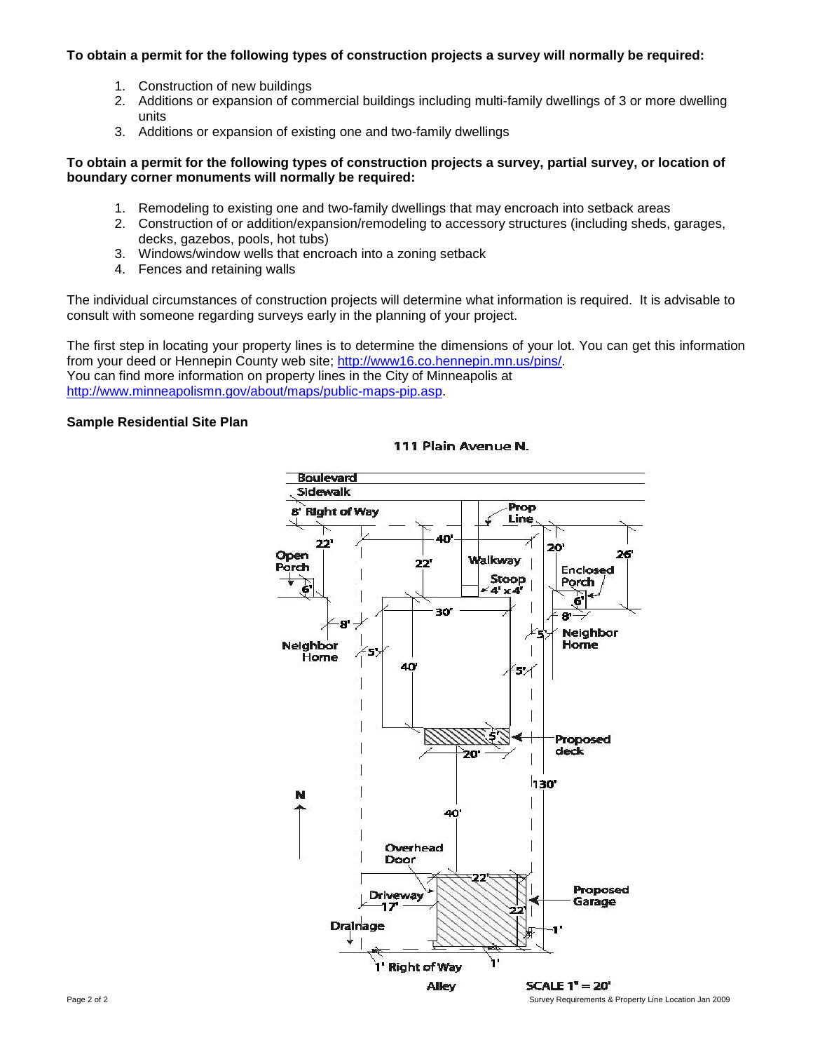**To obtain a permit for the following types of construction projects a survey will normally be required:**

1. Construction of new buildings
2. Additions or expansion of commercial buildings including multi-family dwellings of 3 or more dwelling units
3. Additions or expansion of existing one and two-family dwellings

**To obtain a permit for the following types of construction projects a survey, partial survey, or location of boundary corner monuments will normally be required:**

1. Remodeling to existing one and two-family dwellings that may encroach into setback areas
2. Construction of or addition/expansion/remodeling to accessory structures (including sheds, garages, decks, gazebos, pools, hot tubs)
3. Windows/window wells that encroach into a zoning setback
4. Fences and retaining walls

The individual circumstances of construction projects will determine what information is required. It is advisable to consult with someone regarding surveys early in the planning of your project.

The first step in locating your property lines is to determine the dimensions of your lot. You can get this information from your deed or Hennepin County web site; http://www16.co.hennepin.mn.us/pins/.
You can find more information on property lines in the City of Minneapolis at http://www.minneapolismn.gov/about/maps/public-maps-pip.asp.

**Sample Residential Site Plan**

111 Plain Avenue N.

Boulevard
Sidewalk
8' Right of Way
Prop Line
40'
22'
22'
20'
26'
Open Porch
6'
Walkway
Stoop 4' x 4'
Enclosed Porch
6'
30'
8'
8'
Neighbor Home
5'
5'
Neighbor Home
40'
5'
5'
Proposed deck
20'
130'
N
40'
Overhead Door
22'
Driveway 17'
22'
Proposed Garage
Drainage
1'
1' Right of Way
1'
Alley
SCALE 1" = 20'